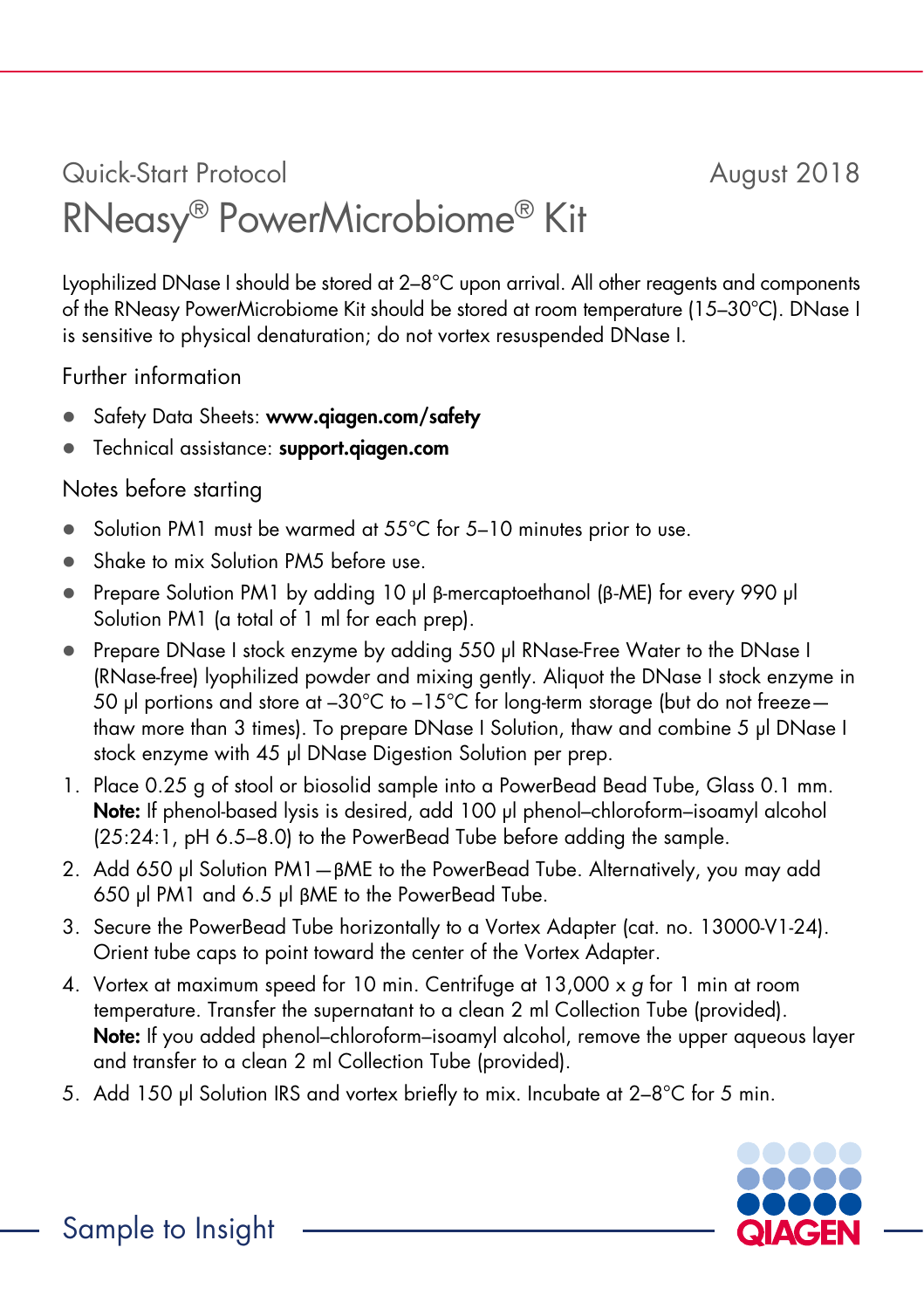Quick-Start Protocol

August 2018

# RNeasy® PowerMicrobiome® Kit

Lyophilized DNase I should be stored at 2–8°C upon arrival. All other reagents and components of the RNeasy PowerMicrobiome Kit should be stored at room temperature (15–30°C). DNase I is sensitive to physical denaturation; do not vortex resuspended DNase I.

## Further information

- Safety Data Sheets: **www.qiagen.com/safety**
- Technical assistance: **support.qiagen.com**

## Notes before starting

- Solution PM1 must be warmed at 55°C for 5–10 minutes prior to use.
- Shake to mix Solution PM5 before use.
- Prepare Solution PM1 by adding 10 µl β-mercaptoethanol (β-ME) for every 990 µl Solution PM1 (a total of 1 ml for each prep).
- Prepare DNase I stock enzyme by adding 550 µl RNase-Free Water to the DNase I (RNase-free) lyophilized powder and mixing gently. Aliquot the DNase I stock enzyme in 50 µl portions and store at –30°C to –15°C for long-term storage (but do not freeze—thaw more than 3 times). To prepare DNase I Solution, thaw and combine 5 µl DNase I stock enzyme with 45 µl DNase Digestion Solution per prep.

1. Place 0.25 g of stool or biosolid sample into a PowerBead Bead Tube, Glass 0.1 mm.
   **Note:** If phenol-based lysis is desired, add 100 µl phenol–chloroform–isoamyl alcohol (25:24:1, pH 6.5–8.0) to the PowerBead Tube before adding the sample.
2. Add 650 µl Solution PM1—βME to the PowerBead Tube. Alternatively, you may add 650 µl PM1 and 6.5 µl βME to the PowerBead Tube.
3. Secure the PowerBead Tube horizontally to a Vortex Adapter (cat. no. 13000-V1-24). Orient tube caps to point toward the center of the Vortex Adapter.
4. Vortex at maximum speed for 10 min. Centrifuge at 13,000 x *g* for 1 min at room temperature. Transfer the supernatant to a clean 2 ml Collection Tube (provided).
   **Note:** If you added phenol–chloroform–isoamyl alcohol, remove the upper aqueous layer and transfer to a clean 2 ml Collection Tube (provided).
5. Add 150 µl Solution IRS and vortex briefly to mix. Incubate at 2–8°C for 5 min.

Sample to Insight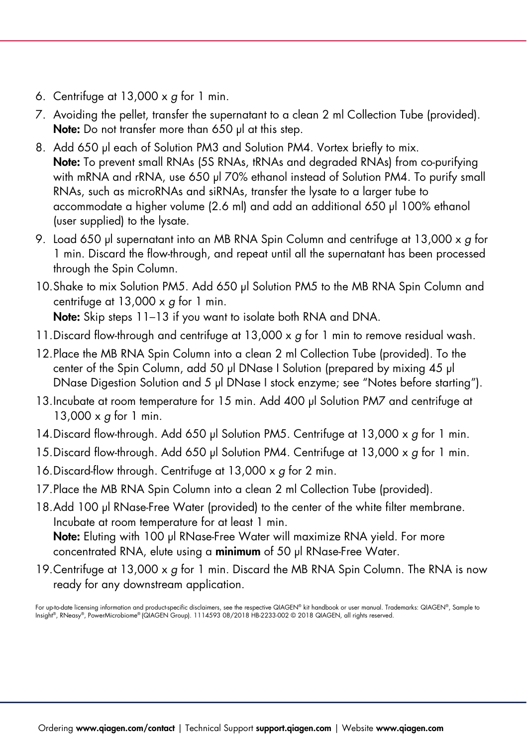6. Centrifuge at 13,000 x *g* for 1 min.
7. Avoiding the pellet, transfer the supernatant to a clean 2 ml Collection Tube (provided).
   **Note:** Do not transfer more than 650 µl at this step.
8. Add 650 µl each of Solution PM3 and Solution PM4. Vortex briefly to mix.
   **Note:** To prevent small RNAs (5S RNAs, tRNAs and degraded RNAs) from co-purifying with mRNA and rRNA, use 650 µl 70% ethanol instead of Solution PM4. To purify small RNAs, such as microRNAs and siRNAs, transfer the lysate to a larger tube to accommodate a higher volume (2.6 ml) and add an additional 650 µl 100% ethanol (user supplied) to the lysate.
9. Load 650 µl supernatant into an MB RNA Spin Column and centrifuge at 13,000 x *g* for 1 min. Discard the flow-through, and repeat until all the supernatant has been processed through the Spin Column.
10. Shake to mix Solution PM5. Add 650 µl Solution PM5 to the MB RNA Spin Column and centrifuge at 13,000 x *g* for 1 min.
    **Note:** Skip steps 11–13 if you want to isolate both RNA and DNA.
11. Discard flow-through and centrifuge at 13,000 x *g* for 1 min to remove residual wash.
12. Place the MB RNA Spin Column into a clean 2 ml Collection Tube (provided). To the center of the Spin Column, add 50 µl DNase I Solution (prepared by mixing 45 µl DNase Digestion Solution and 5 µl DNase I stock enzyme; see "Notes before starting").
13. Incubate at room temperature for 15 min. Add 400 µl Solution PM7 and centrifuge at 13,000 x *g* for 1 min.
14. Discard flow-through. Add 650 µl Solution PM5. Centrifuge at 13,000 x *g* for 1 min.
15. Discard flow-through. Add 650 µl Solution PM4. Centrifuge at 13,000 x *g* for 1 min.
16. Discard-flow through. Centrifuge at 13,000 x *g* for 2 min.
17. Place the MB RNA Spin Column into a clean 2 ml Collection Tube (provided).
18. Add 100 µl RNase-Free Water (provided) to the center of the white filter membrane. Incubate at room temperature for at least 1 min.
    **Note:** Eluting with 100 µl RNase-Free Water will maximize RNA yield. For more concentrated RNA, elute using a **minimum** of 50 µl RNase-Free Water.
19. Centrifuge at 13,000 x *g* for 1 min. Discard the MB RNA Spin Column. The RNA is now ready for any downstream application.

For up-to-date licensing information and product-specific disclaimers, see the respective QIAGEN® kit handbook or user manual. Trademarks: QIAGEN®, Sample to Insight®, RNeasy®, PowerMicrobiome® (QIAGEN Group). 1114593 08/2018 HB-2233-002 © 2018 QIAGEN, all rights reserved.

Ordering **www.qiagen.com/contact** | Technical Support **support.qiagen.com** | Website **www.qiagen.com**